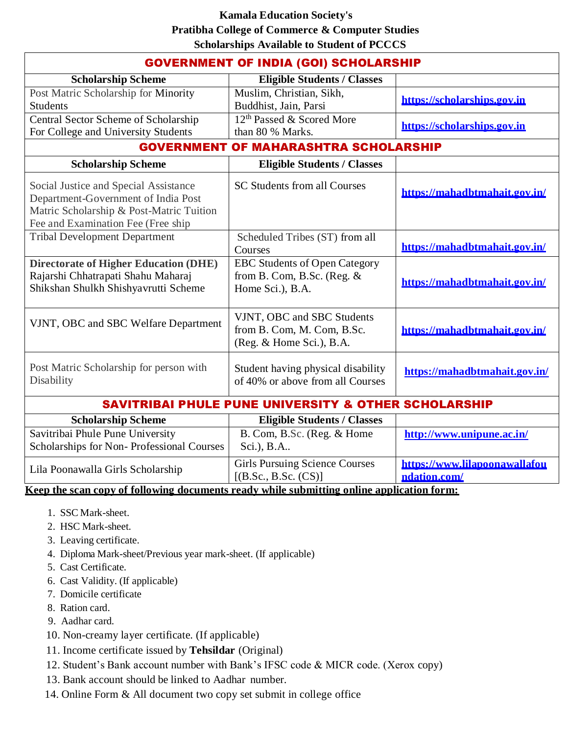**Kamala Education Society's**

**Pratibha College of Commerce & Computer Studies**

**Scholarships Available to Student of PCCCS**

| **GOVERNMENT OF INDIA (GOI) SCHOLARSHIP** | | |
|---|---|---|
| **Scholarship Scheme** | **Eligible Students / Classes** | |
| Post Matric Scholarship for Minority Students | Muslim, Christian, Sikh, Buddhist, Jain, Parsi | https://scholarships.gov.in |
| Central Sector Scheme of Scholarship For College and University Students | 12th Passed & Scored More than 80 % Marks. | https://scholarships.gov.in |
| **GOVERNMENT OF MAHARASHTRA SCHOLARSHIP** | | |
| **Scholarship Scheme** | **Eligible Students / Classes** | |
| Social Justice and Special Assistance Department-Government of India Post Matric Scholarship & Post-Matric Tuition Fee and Examination Fee (Free ship | SC Students from all Courses | https://mahadbtmahait.gov.in/ |
| Tribal Development Department | Scheduled Tribes (ST) from all Courses | https://mahadbtmahait.gov.in/ |
| **Directorate of Higher Education (DHE)** Rajarshi Chhatrapati Shahu Maharaj Shikshan Shulkh Shishyavrutti Scheme | EBC Students of Open Category from B. Com, B.Sc. (Reg. & Home Sci.), B.A. | https://mahadbtmahait.gov.in/ |
| VJNT, OBC and SBC Welfare Department | VJNT, OBC and SBC Students from B. Com, M. Com, B.Sc. (Reg. & Home Sci.), B.A. | https://mahadbtmahait.gov.in/ |
| Post Matric Scholarship for person with Disability | Student having physical disability of 40% or above from all Courses | https://mahadbtmahait.gov.in/ |
| **SAVITRIBAI PHULE PUNE UNIVERSITY & OTHER SCHOLARSHIP** | | |
| **Scholarship Scheme** | **Eligible Students / Classes** | |
| Savitribai Phule Pune University Scholarships for Non- Professional Courses | B. Com, B.Sc. (Reg. & Home Sci.), B.A.. | http://www.unipune.ac.in/ |
| Lila Poonawalla Girls Scholarship | Girls Pursuing Science Courses [(B.Sc., B.Sc. (CS)] | https://www.lilapoonawallafoundation.com/ |

**Keep the scan copy of following documents ready while submitting online application form:**

1. SSC Mark-sheet.
2. HSC Mark-sheet.
3. Leaving certificate.
4. Diploma Mark-sheet/Previous year mark-sheet. (If applicable)
5. Cast Certificate.
6. Cast Validity. (If applicable)
7. Domicile certificate
8. Ration card.
9. Aadhar card.
10. Non-creamy layer certificate. (If applicable)
11. Income certificate issued by **Tehsildar** (Original)
12. Student's Bank account number with Bank's IFSC code & MICR code. (Xerox copy)
13. Bank account should be linked to Aadhar number.
14. Online Form & All document two copy set submit in college office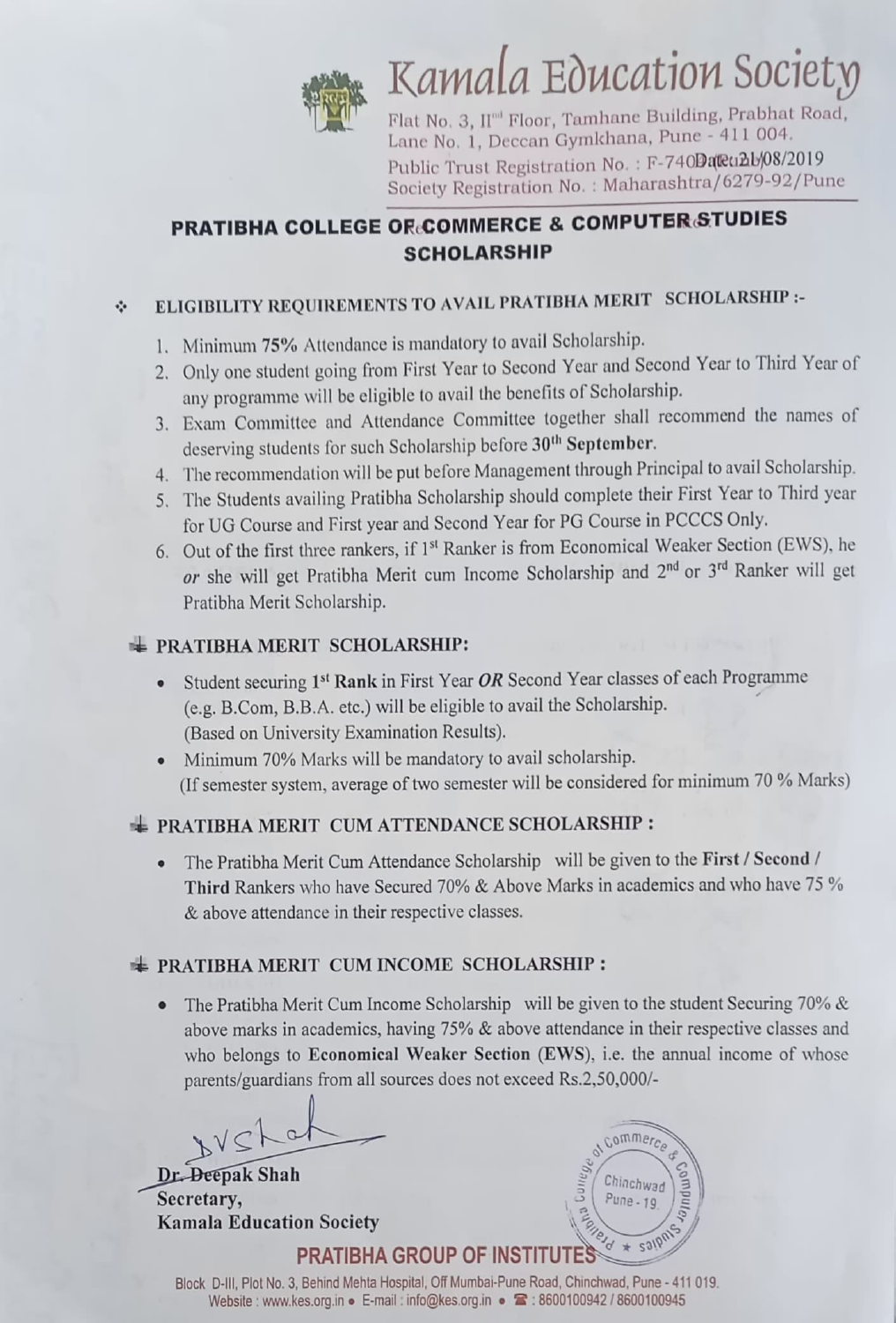# Kamala Education Society

Flat No. 3, II[nd] Floor, Tamhane Building, Prabhat Road, Lane No. 1, Deccan Gymkhana, Pune - 411 004.
Public Trust Registration No. : F-740 Date: 21/08/2019
Society Registration No. : Maharashtra/6279-92/Pune

## PRATIBHA COLLEGE OF COMMERCE & COMPUTER STUDIES SCHOLARSHIP

❖ **ELIGIBILITY REQUIREMENTS TO AVAIL PRATIBHA MERIT SCHOLARSHIP :-**

1. Minimum **75%** Attendance is mandatory to avail Scholarship.
2. Only one student going from First Year to Second Year and Second Year to Third Year of any programme will be eligible to avail the benefits of Scholarship.
3. Exam Committee and Attendance Committee together shall recommend the names of deserving students for such Scholarship before **30th September**.
4. The recommendation will be put before Management through Principal to avail Scholarship.
5. The Students availing Pratibha Scholarship should complete their First Year to Third year for UG Course and First year and Second Year for PG Course in PCCCS Only.
6. Out of the first three rankers, if 1st Ranker is from Economical Weaker Section (EWS), he *or* she will get Pratibha Merit cum Income Scholarship and 2nd or 3rd Ranker will get Pratibha Merit Scholarship.

### PRATIBHA MERIT SCHOLARSHIP:

- Student securing **1st Rank** in First Year ***OR*** Second Year classes of each Programme (e.g. B.Com, B.B.A. etc.) will be eligible to avail the Scholarship. (Based on University Examination Results).
- Minimum 70% Marks will be mandatory to avail scholarship. (If semester system, average of two semester will be considered for minimum 70 % Marks)

### PRATIBHA MERIT CUM ATTENDANCE SCHOLARSHIP :

- The Pratibha Merit Cum Attendance Scholarship will be given to the **First / Second / Third** Rankers who have Secured 70% & Above Marks in academics and who have 75 % & above attendance in their respective classes.

### PRATIBHA MERIT CUM INCOME SCHOLARSHIP :

- The Pratibha Merit Cum Income Scholarship will be given to the student Securing 70% & above marks in academics, having 75% & above attendance in their respective classes and who belongs to **Economical Weaker Section** (EWS), i.e. the annual income of whose parents/guardians from all sources does not exceed Rs.2,50,000/-

**Dr. Deepak Shah**
**Secretary,**
**Kamala Education Society**

**PRATIBHA GROUP OF INSTITUTES**

Block D-III, Plot No. 3, Behind Mehta Hospital, Off Mumbai-Pune Road, Chinchwad, Pune - 411 019.
Website : www.kes.org.in • E-mail : info@kes.org.in • ☎ : 8600100942 / 8600100945